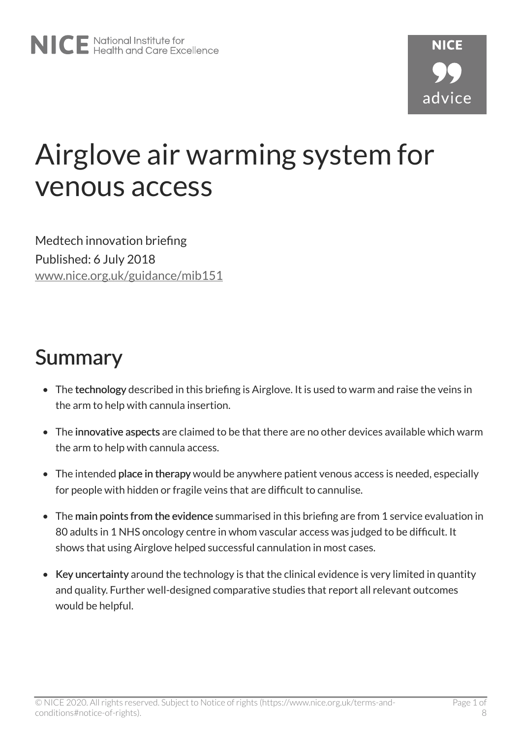# Airglove air warming system for venous access

Medtech innovation briefing
Published: 6 July 2018
www.nice.org.uk/guidance/mib151

## Summary

- The **technology** described in this briefing is Airglove. It is used to warm and raise the veins in the arm to help with cannula insertion.
- The **innovative aspects** are claimed to be that there are no other devices available which warm the arm to help with cannula access.
- The intended **place in therapy** would be anywhere patient venous access is needed, especially for people with hidden or fragile veins that are difficult to cannulise.
- The **main points from the evidence** summarised in this briefing are from 1 service evaluation in 80 adults in 1 NHS oncology centre in whom vascular access was judged to be difficult. It shows that using Airglove helped successful cannulation in most cases.
- **Key uncertainty** around the technology is that the clinical evidence is very limited in quantity and quality. Further well-designed comparative studies that report all relevant outcomes would be helpful.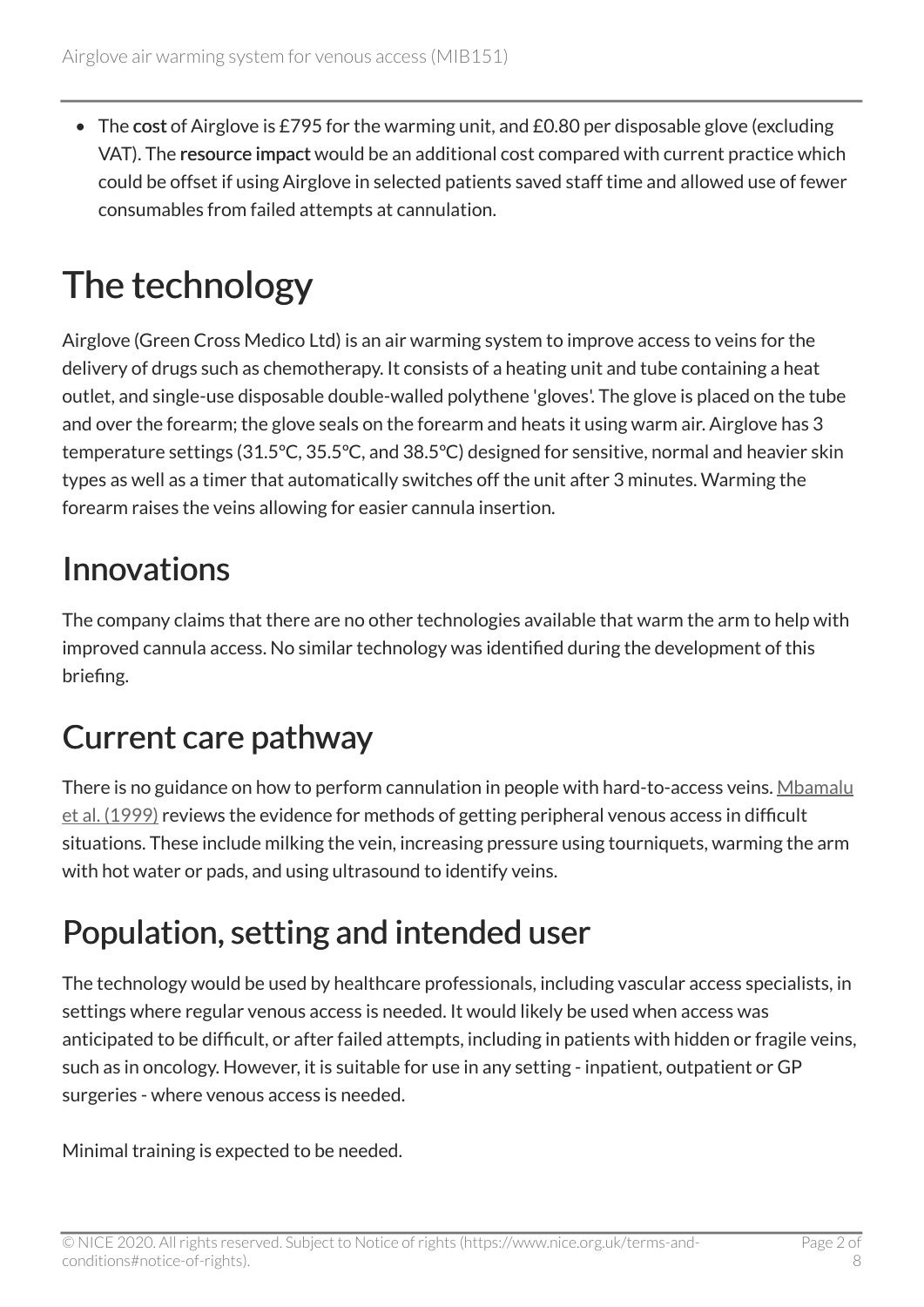- The **cost** of Airglove is £795 for the warming unit, and £0.80 per disposable glove (excluding VAT). The **resource impact** would be an additional cost compared with current practice which could be offset if using Airglove in selected patients saved staff time and allowed use of fewer consumables from failed attempts at cannulation.

# The technology

Airglove (Green Cross Medico Ltd) is an air warming system to improve access to veins for the delivery of drugs such as chemotherapy. It consists of a heating unit and tube containing a heat outlet, and single-use disposable double-walled polythene 'gloves'. The glove is placed on the tube and over the forearm; the glove seals on the forearm and heats it using warm air. Airglove has 3 temperature settings (31.5°C, 35.5°C, and 38.5°C) designed for sensitive, normal and heavier skin types as well as a timer that automatically switches off the unit after 3 minutes. Warming the forearm raises the veins allowing for easier cannula insertion.

## Innovations

The company claims that there are no other technologies available that warm the arm to help with improved cannula access. No similar technology was identified during the development of this briefing.

## Current care pathway

There is no guidance on how to perform cannulation in people with hard-to-access veins. Mbamalu et al. (1999) reviews the evidence for methods of getting peripheral venous access in difficult situations. These include milking the vein, increasing pressure using tourniquets, warming the arm with hot water or pads, and using ultrasound to identify veins.

## Population, setting and intended user

The technology would be used by healthcare professionals, including vascular access specialists, in settings where regular venous access is needed. It would likely be used when access was anticipated to be difficult, or after failed attempts, including in patients with hidden or fragile veins, such as in oncology. However, it is suitable for use in any setting - inpatient, outpatient or GP surgeries - where venous access is needed.

Minimal training is expected to be needed.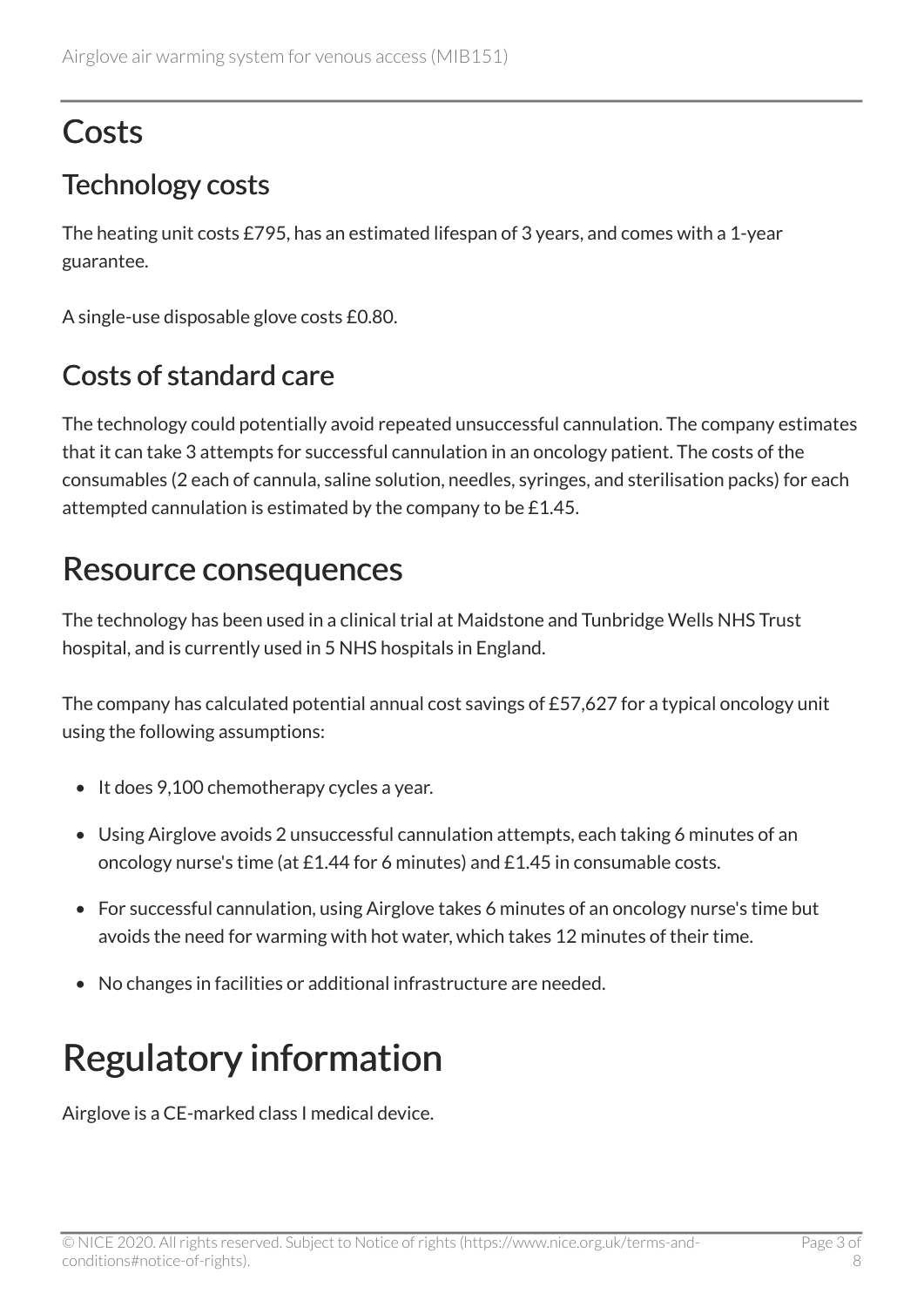# Costs

## Technology costs

The heating unit costs £795, has an estimated lifespan of 3 years, and comes with a 1-year guarantee.

A single-use disposable glove costs £0.80.

## Costs of standard care

The technology could potentially avoid repeated unsuccessful cannulation. The company estimates that it can take 3 attempts for successful cannulation in an oncology patient. The costs of the consumables (2 each of cannula, saline solution, needles, syringes, and sterilisation packs) for each attempted cannulation is estimated by the company to be £1.45.

# Resource consequences

The technology has been used in a clinical trial at Maidstone and Tunbridge Wells NHS Trust hospital, and is currently used in 5 NHS hospitals in England.

The company has calculated potential annual cost savings of £57,627 for a typical oncology unit using the following assumptions:

- It does 9,100 chemotherapy cycles a year.
- Using Airglove avoids 2 unsuccessful cannulation attempts, each taking 6 minutes of an oncology nurse's time (at £1.44 for 6 minutes) and £1.45 in consumable costs.
- For successful cannulation, using Airglove takes 6 minutes of an oncology nurse's time but avoids the need for warming with hot water, which takes 12 minutes of their time.
- No changes in facilities or additional infrastructure are needed.

# Regulatory information

Airglove is a CE-marked class I medical device.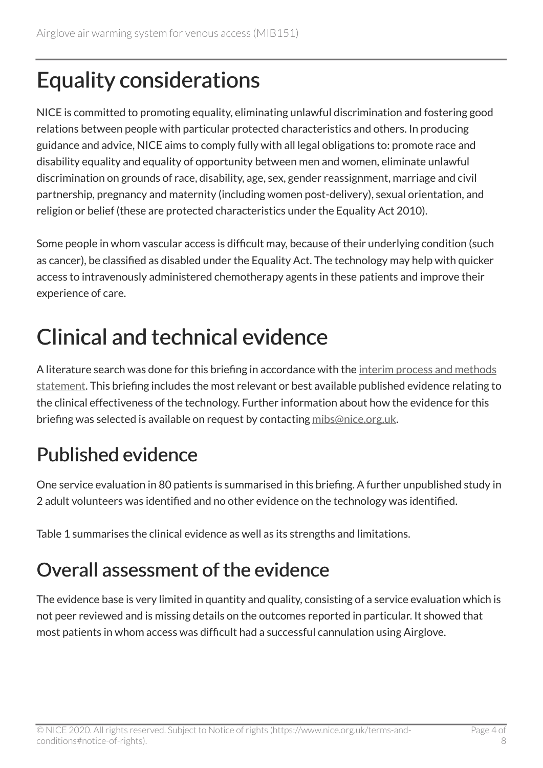# Equality considerations

NICE is committed to promoting equality, eliminating unlawful discrimination and fostering good relations between people with particular protected characteristics and others. In producing guidance and advice, NICE aims to comply fully with all legal obligations to: promote race and disability equality and equality of opportunity between men and women, eliminate unlawful discrimination on grounds of race, disability, age, sex, gender reassignment, marriage and civil partnership, pregnancy and maternity (including women post-delivery), sexual orientation, and religion or belief (these are protected characteristics under the Equality Act 2010).

Some people in whom vascular access is difficult may, because of their underlying condition (such as cancer), be classified as disabled under the Equality Act. The technology may help with quicker access to intravenously administered chemotherapy agents in these patients and improve their experience of care.

# Clinical and technical evidence

A literature search was done for this briefing in accordance with the [interim process and methods statement](). This briefing includes the most relevant or best available published evidence relating to the clinical effectiveness of the technology. Further information about how the evidence for this briefing was selected is available on request by contacting [mibs@nice.org.uk](mailto:mibs@nice.org.uk).

## Published evidence

One service evaluation in 80 patients is summarised in this briefing. A further unpublished study in 2 adult volunteers was identified and no other evidence on the technology was identified.

Table 1 summarises the clinical evidence as well as its strengths and limitations.

## Overall assessment of the evidence

The evidence base is very limited in quantity and quality, consisting of a service evaluation which is not peer reviewed and is missing details on the outcomes reported in particular. It showed that most patients in whom access was difficult had a successful cannulation using Airglove.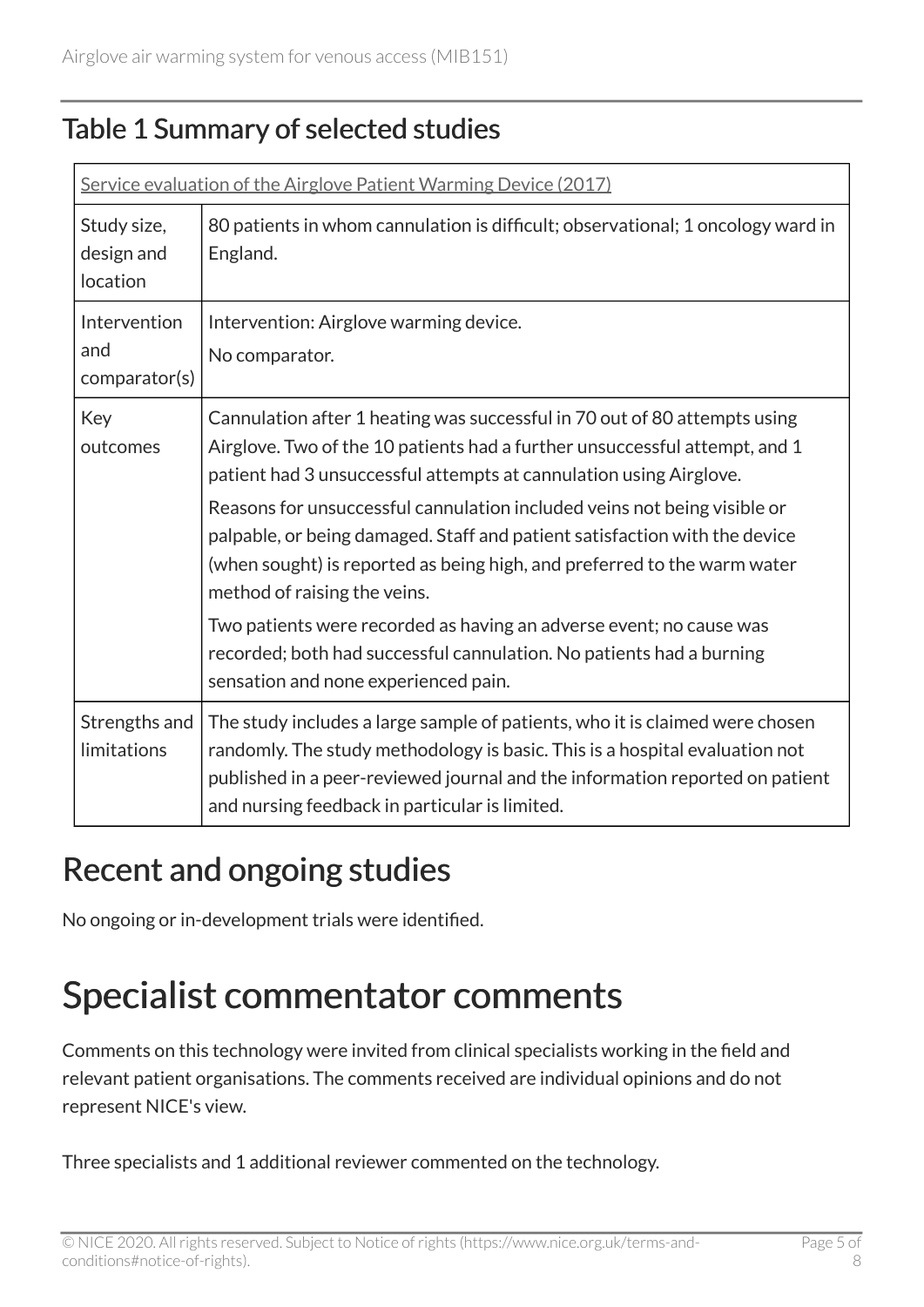## Table 1 Summary of selected studies

| Service evaluation of the Airglove Patient Warming Device (2017) | |
|---|---|
| Study size, design and location | 80 patients in whom cannulation is difficult; observational; 1 oncology ward in England. |
| Intervention and comparator(s) | Intervention: Airglove warming device.<br>No comparator. |
| Key outcomes | Cannulation after 1 heating was successful in 70 out of 80 attempts using Airglove. Two of the 10 patients had a further unsuccessful attempt, and 1 patient had 3 unsuccessful attempts at cannulation using Airglove.<br>Reasons for unsuccessful cannulation included veins not being visible or palpable, or being damaged. Staff and patient satisfaction with the device (when sought) is reported as being high, and preferred to the warm water method of raising the veins.<br>Two patients were recorded as having an adverse event; no cause was recorded; both had successful cannulation. No patients had a burning sensation and none experienced pain. |
| Strengths and limitations | The study includes a large sample of patients, who it is claimed were chosen randomly. The study methodology is basic. This is a hospital evaluation not published in a peer-reviewed journal and the information reported on patient and nursing feedback in particular is limited. |

## Recent and ongoing studies

No ongoing or in-development trials were identified.

# Specialist commentator comments

Comments on this technology were invited from clinical specialists working in the field and relevant patient organisations. The comments received are individual opinions and do not represent NICE's view.

Three specialists and 1 additional reviewer commented on the technology.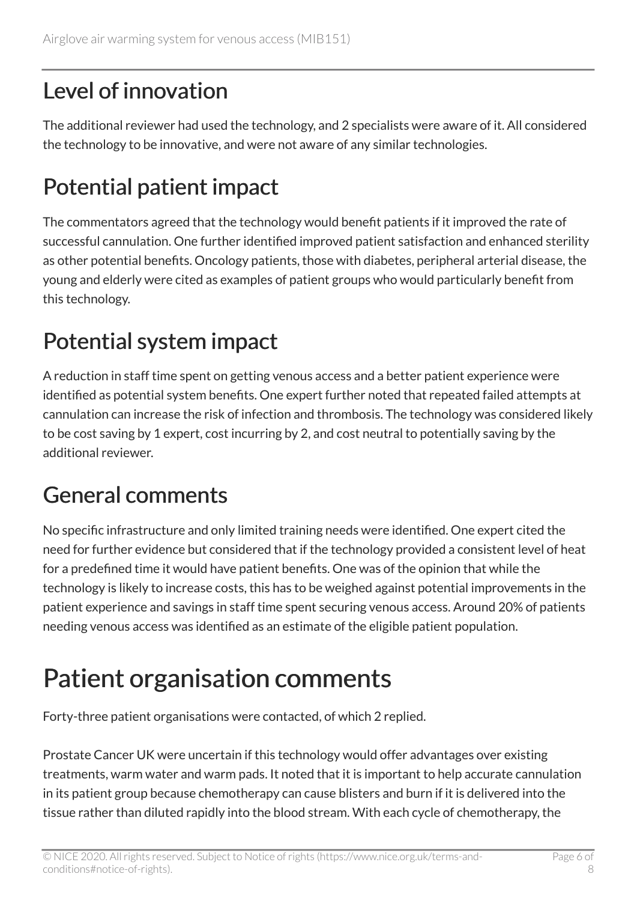## Level of innovation

The additional reviewer had used the technology, and 2 specialists were aware of it. All considered the technology to be innovative, and were not aware of any similar technologies.

## Potential patient impact

The commentators agreed that the technology would benefit patients if it improved the rate of successful cannulation. One further identified improved patient satisfaction and enhanced sterility as other potential benefits. Oncology patients, those with diabetes, peripheral arterial disease, the young and elderly were cited as examples of patient groups who would particularly benefit from this technology.

## Potential system impact

A reduction in staff time spent on getting venous access and a better patient experience were identified as potential system benefits. One expert further noted that repeated failed attempts at cannulation can increase the risk of infection and thrombosis. The technology was considered likely to be cost saving by 1 expert, cost incurring by 2, and cost neutral to potentially saving by the additional reviewer.

## General comments

No specific infrastructure and only limited training needs were identified. One expert cited the need for further evidence but considered that if the technology provided a consistent level of heat for a predefined time it would have patient benefits. One was of the opinion that while the technology is likely to increase costs, this has to be weighed against potential improvements in the patient experience and savings in staff time spent securing venous access. Around 20% of patients needing venous access was identified as an estimate of the eligible patient population.

# Patient organisation comments

Forty-three patient organisations were contacted, of which 2 replied.

Prostate Cancer UK were uncertain if this technology would offer advantages over existing treatments, warm water and warm pads. It noted that it is important to help accurate cannulation in its patient group because chemotherapy can cause blisters and burn if it is delivered into the tissue rather than diluted rapidly into the blood stream. With each cycle of chemotherapy, the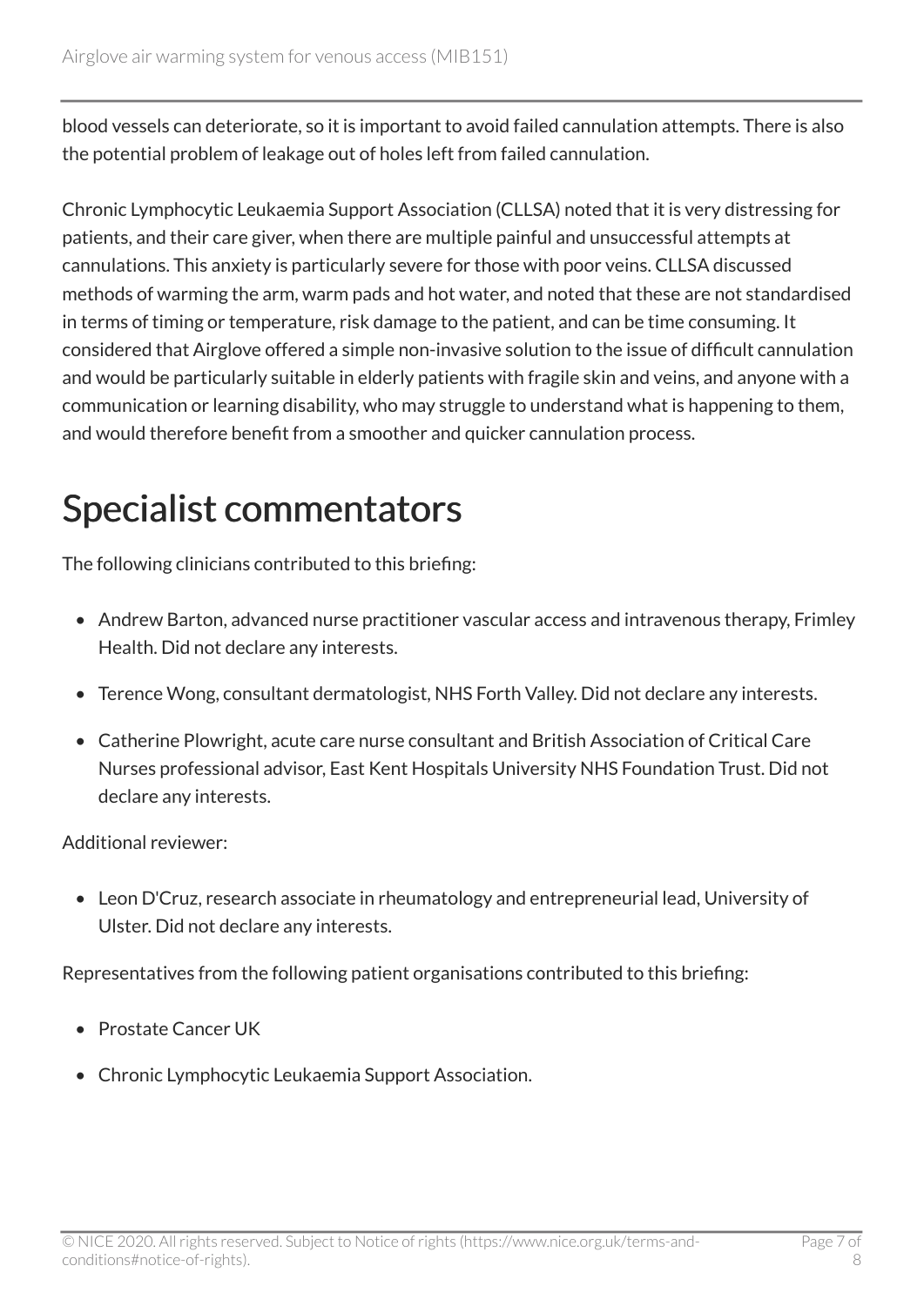blood vessels can deteriorate, so it is important to avoid failed cannulation attempts. There is also the potential problem of leakage out of holes left from failed cannulation.

Chronic Lymphocytic Leukaemia Support Association (CLLSA) noted that it is very distressing for patients, and their care giver, when there are multiple painful and unsuccessful attempts at cannulations. This anxiety is particularly severe for those with poor veins. CLLSA discussed methods of warming the arm, warm pads and hot water, and noted that these are not standardised in terms of timing or temperature, risk damage to the patient, and can be time consuming. It considered that Airglove offered a simple non-invasive solution to the issue of difficult cannulation and would be particularly suitable in elderly patients with fragile skin and veins, and anyone with a communication or learning disability, who may struggle to understand what is happening to them, and would therefore benefit from a smoother and quicker cannulation process.

# Specialist commentators

The following clinicians contributed to this briefing:

- Andrew Barton, advanced nurse practitioner vascular access and intravenous therapy, Frimley Health. Did not declare any interests.
- Terence Wong, consultant dermatologist, NHS Forth Valley. Did not declare any interests.
- Catherine Plowright, acute care nurse consultant and British Association of Critical Care Nurses professional advisor, East Kent Hospitals University NHS Foundation Trust. Did not declare any interests.

Additional reviewer:

- Leon D'Cruz, research associate in rheumatology and entrepreneurial lead, University of Ulster. Did not declare any interests.

Representatives from the following patient organisations contributed to this briefing:

- Prostate Cancer UK
- Chronic Lymphocytic Leukaemia Support Association.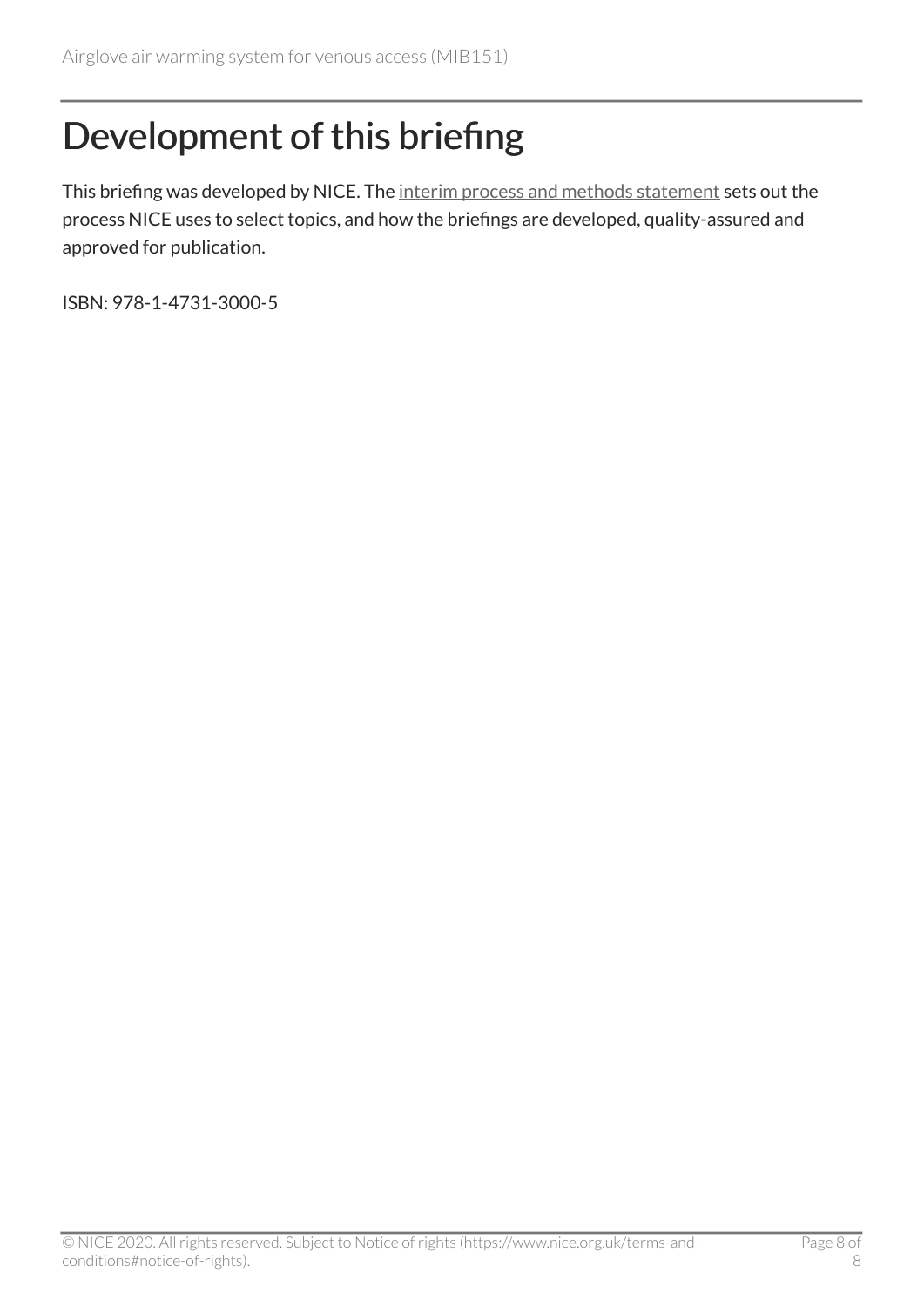# Development of this briefing

This briefing was developed by NICE. The interim process and methods statement sets out the process NICE uses to select topics, and how the briefings are developed, quality-assured and approved for publication.

ISBN: 978-1-4731-3000-5